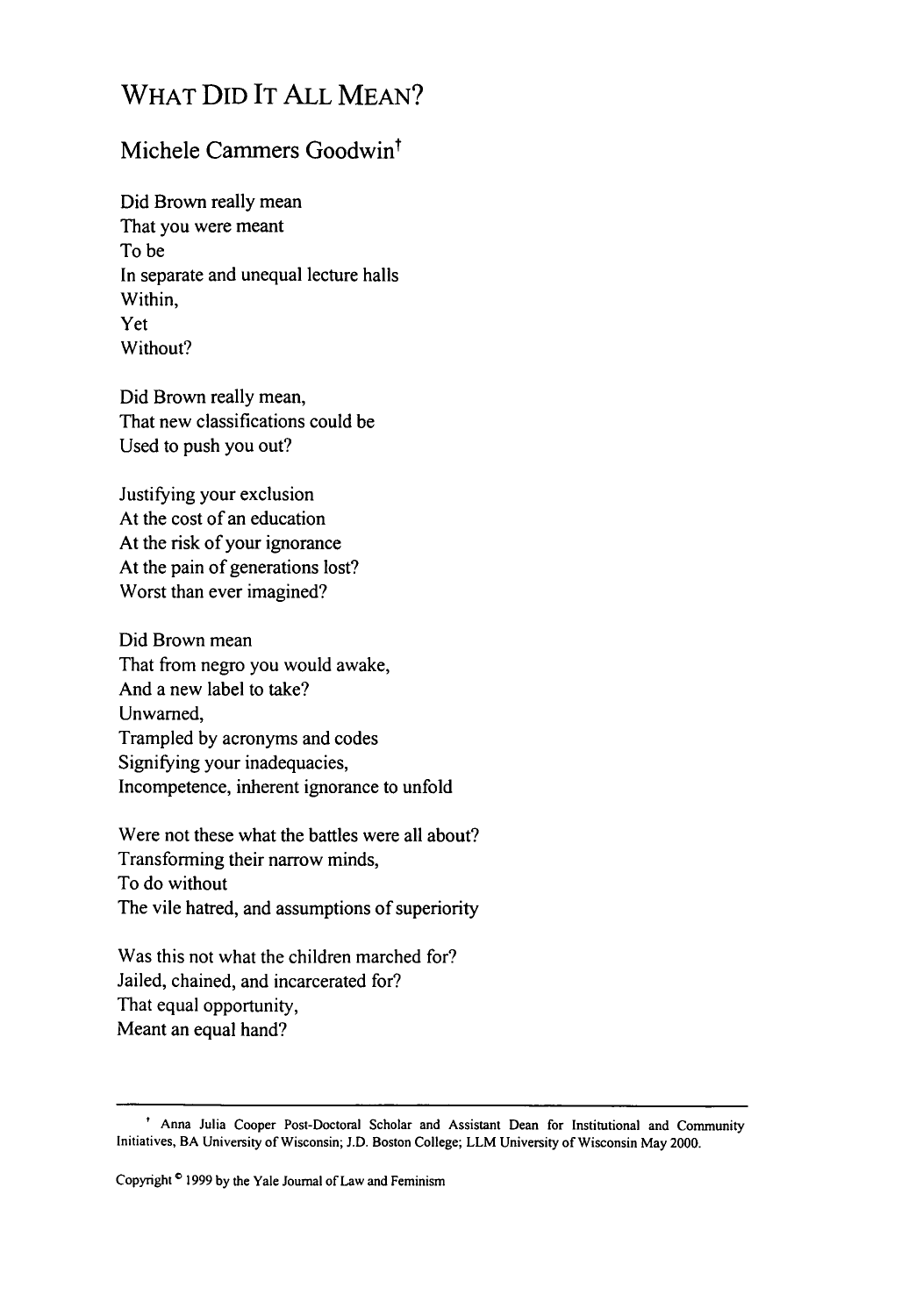# What Did It All Mean?

## Michele Cammers Goodwin[†]

Did Brown really mean
That you were meant
To be
In separate and unequal lecture halls
Within,
Yet
Without?

Did Brown really mean,
That new classifications could be
Used to push you out?

Justifying your exclusion
At the cost of an education
At the risk of your ignorance
At the pain of generations lost?
Worst than ever imagined?

Did Brown mean
That from negro you would awake,
And a new label to take?
Unwarned,
Trampled by acronyms and codes
Signifying your inadequacies,
Incompetence, inherent ignorance to unfold

Were not these what the battles were all about?
Transforming their narrow minds,
To do without
The vile hatred, and assumptions of superiority

Was this not what the children marched for?
Jailed, chained, and incarcerated for?
That equal opportunity,
Meant an equal hand?

---

[†] Anna Julia Cooper Post-Doctoral Scholar and Assistant Dean for Institutional and Community Initiatives, BA University of Wisconsin; J.D. Boston College; LLM University of Wisconsin May 2000.

Copyright © 1999 by the Yale Journal of Law and Feminism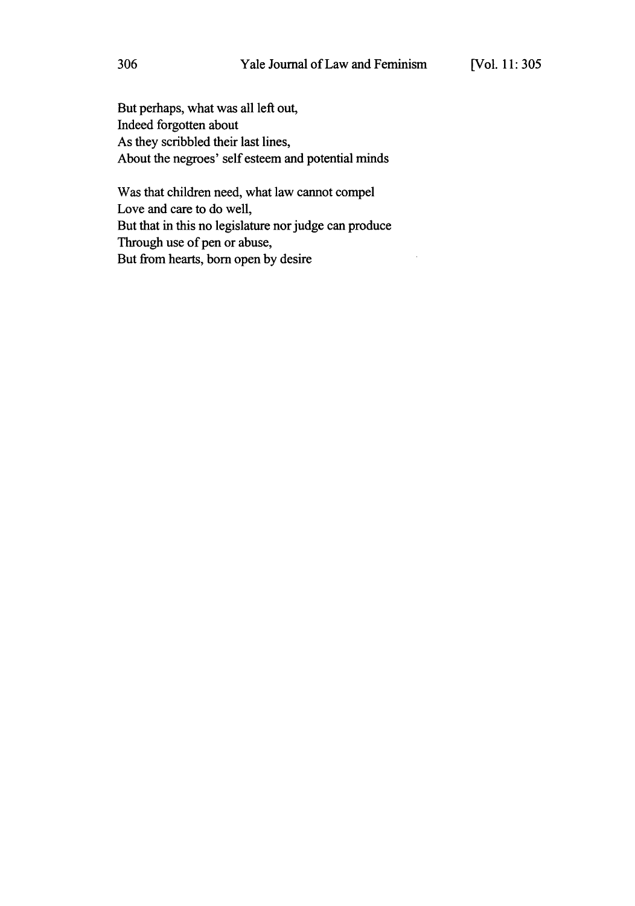But perhaps, what was all left out,  
Indeed forgotten about  
As they scribbled their last lines,  
About the negroes' self esteem and potential minds

Was that children need, what law cannot compel  
Love and care to do well,  
But that in this no legislature nor judge can produce  
Through use of pen or abuse,  
But from hearts, born open by desire